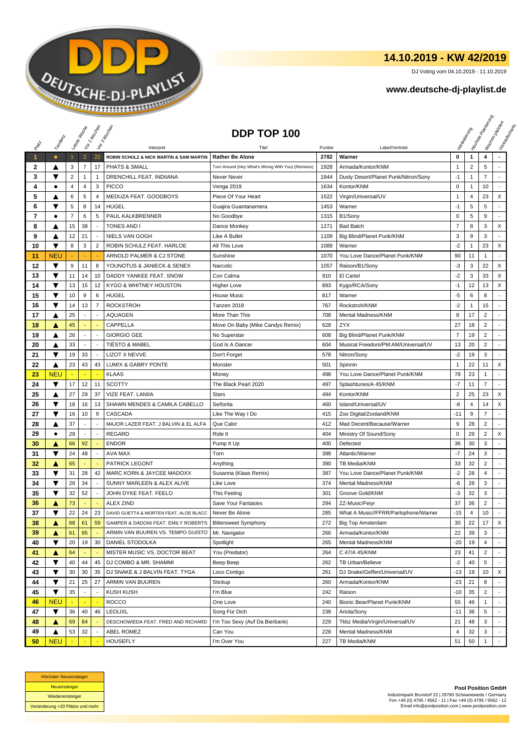## 14.10.2019 - KW 42/2019

DJ Voting vom 04.10.2019 - 11.10.2019

**www.deutsche-dj-playlist.de**

# DDP TOP 100

| Platz | Tendenz | Letzte Woche | Vor 2 Wochen | Vor 3 Wochen | Interpret | Titel | Punkte | Label/Vertrieb | Veränderung | Höchste Platzierung | Wochen platziert | Verkaufscharts |
|---|---|---|---|---|---|---|---|---|---|---|---|---|
| 1 | ● | 1 | 2 | 22 | ROBIN SCHULZ & NICK MARTIN & SAM MARTIN | Rather Be Alone | 2782 | Warner | 0 | 1 | 4 | - |
| 2 | ▲ | 3 | 7 | 17 | PHATS & SMALL | Turn Around (Hey What's Wrong With You) (Remixes) | 1928 | Armada/Kontor/KNM | 1 | 2 | 5 | - |
| 3 | ▼ | 2 | 1 | 1 | DRENCHILL FEAT. INDIIANA | Never Never | 1844 | Dusty Desert/Planet Punk/Nitron/Sony | -1 | 1 | 7 | - |
| 4 | ● | 4 | 4 | 3 | PICCO | Venga 2019 | 1634 | Kontor/KNM | 0 | 1 | 10 | - |
| 5 | ▲ | 6 | 5 | 4 | MEDUZA FEAT. GOODBOYS | Piece Of Your Heart | 1522 | Virgin/Universal/UV | 1 | 4 | 23 | X |
| 6 | ▼ | 5 | 8 | 14 | HUGEL | Guajira Guantanamera | 1453 | Warner | -1 | 5 | 5 | - |
| 7 | ● | 7 | 6 | 5 | PAUL KALKBRENNER | No Goodbye | 1315 | B1/Sony | 0 | 5 | 9 | - |
| 8 | ▲ | 15 | 38 | - | TONES AND I | Dance Monkey | 1271 | Bad Batch | 7 | 8 | 3 | X |
| 9 | ▲ | 12 | 21 | - | NIELS VAN GOGH | Like A Bullet | 1109 | Big Blind/Planet Punk/KNM | 3 | 9 | 3 | - |
| 10 | ▼ | 8 | 3 | 2 | ROBIN SCHULZ FEAT. HARLOE | All This Love | 1089 | Warner | -2 | 1 | 23 | X |
| 11 | NEU | - | - | - | ARNOLD PALMER & CJ STONE | Sunshine | 1070 | You Love Dance/Planet Punk/KNM | 90 | 11 | 1 | - |
| 12 | ▼ | 9 | 11 | 8 | YOUNOTUS & JANIECK & SENEX | Narcotic | 1057 | Raison/B1/Sony | -3 | 3 | 22 | X |
| 13 | ▼ | 11 | 14 | 10 | DADDY YANKEE FEAT. SNOW | Con Calma | 910 | El Cartel | -2 | 3 | 33 | X |
| 14 | ▼ | 13 | 15 | 12 | KYGO & WHITNEY HOUSTON | Higher Love | 893 | Kygo/RCA/Sony | -1 | 12 | 13 | X |
| 15 | ▼ | 10 | 9 | 6 | HUGEL | House Music | 817 | Warner | -5 | 6 | 8 | - |
| 16 | ▼ | 14 | 13 | 7 | ROCKSTROH | Tanzen 2019 | 767 | Rockstroh/KNM | -2 | 1 | 15 | - |
| 17 | ▲ | 25 | - | - | AQUAGEN | More Than This | 708 | Mental Madness/KNM | 8 | 17 | 2 | - |
| 18 | ▲ | 45 | - | - | CAPPELLA | Move On Baby (Mike Candys Remix) | 628 | ZYX | 27 | 18 | 2 | - |
| 19 | ▲ | 26 | - | - | GIORGIO GEE | No Superstar | 608 | Big Blind/Planet Punk/KNM | 7 | 19 | 2 | - |
| 20 | ▲ | 33 | - | - | TIËSTO & MABEL | God Is A Dancer | 604 | Musical Freedom/PM:AM/Universal/UV | 13 | 20 | 2 | - |
| 21 | ▼ | 19 | 33 | - | LIZOT X NEVVE | Don't Forget | 578 | Nitron/Sony | -2 | 19 | 3 | - |
| 22 | ▲ | 23 | 43 | 43 | LUM!X & GABRY PONTE | Monster | 501 | Spinnin | 1 | 22 | 11 | X |
| 23 | NEU | - | - | - | KLAAS | Money | 498 | You Love Dance/Planet Punk/KNM | 78 | 23 | 1 | - |
| 24 | ▼ | 17 | 12 | 11 | SCOTTY | The Black Pearl 2020 | 497 | Splashtunes/A 45/KNM | -7 | 11 | 7 | - |
| 25 | ▲ | 27 | 29 | 37 | VIZE FEAT. LANIIA | Stars | 494 | Kontor/KNM | 2 | 25 | 23 | X |
| 26 | ▼ | 18 | 16 | 13 | SHAWN MENDES & CAMILA CABELLO | Señorita | 460 | Island/Universal/UV | -8 | 4 | 14 | X |
| 27 | ▼ | 16 | 10 | 9 | CASCADA | Like The Way I Do | 415 | Zoo Digital/Zooland/KNM | -11 | 9 | 7 | - |
| 28 | ▲ | 37 | - | - | MAJOR LAZER FEAT. J BALVIN & EL ALFA | Que Calor | 412 | Mad Decent/Becausе/Warner | 9 | 28 | 2 | - |
| 29 | ● | 29 | - | - | REGARD | Ride It | 404 | Ministry Of Sound/Sony | 0 | 29 | 2 | X |
| 30 | ▲ | 66 | 92 | - | ENDOR | Pump It Up | 400 | Defected | 36 | 30 | 3 | - |
| 31 | ▼ | 24 | 48 | - | AVA MAX | Torn | 398 | Atlantic/Warner | -7 | 24 | 3 | - |
| 32 | ▲ | 65 | - | - | PATRICK LEGONT | Anything | 390 | TB Media/KNM | 33 | 32 | 2 | - |
| 33 | ▼ | 31 | 28 | 42 | MARC KORN & JAYCEE MADOXX | Susanna (Klaas Remix) | 387 | You Love Dance/Planet Punk/KNM | -2 | 28 | 4 | - |
| 34 | ▼ | 28 | 34 | - | SUNNY MARLEEN & ALEX ALIVE | Like Love | 374 | Mental Madness/KNM | -6 | 28 | 3 | - |
| 35 | ▼ | 32 | 52 | - | JOHN DYKE FEAT. FEELO | This Feeling | 301 | Groove Gold/KNM | -3 | 32 | 3 | - |
| 36 | ▲ | 73 | - | - | ALEX ZIND | Save Your Fantasies | 294 | ZZ-Music/Feiyr | 37 | 36 | 2 | - |
| 37 | ▼ | 22 | 24 | 23 | DAVID GUETTA & MORTEN FEAT. ALOE BLACC | Never Be Alone | 285 | What A Music//FFRR/Parlophone/Warner | -15 | 4 | 10 | - |
| 38 | ▲ | 68 | 61 | 59 | GAMPER & DADONI FEAT. EMILY ROBERTS | Bittersweet Symphony | 272 | Big Top Amsterdam | 30 | 22 | 17 | X |
| 39 | ▲ | 61 | 95 | - | ARMIN VAN BUUREN VS. TEMPO GIUSTO | Mr. Navigator | 266 | Armada/Kontor/KNM | 22 | 39 | 3 | - |
| 40 | ▼ | 20 | 19 | 30 | DANIEL STODOLKA | Spotlight | 265 | Mental Madness/KNM | -20 | 19 | 4 | - |
| 41 | ▲ | 64 | - | - | MISTER MUSIC VS. DOCTOR BEAT | You (Predator) | 264 | C 47/A 45/KNM | 23 | 41 | 2 | - |
| 42 | ▼ | 40 | 44 | 45 | DJ COMBO & MR. SHAMMI | Beep Beep | 262 | TB Urban/Believe | -2 | 40 | 5 | - |
| 43 | ▼ | 30 | 30 | 35 | DJ SNAKE & J BALVIN FEAT. TYGA | Loco Contigo | 261 | DJ Snake/Geffen/Universal/UV | -13 | 19 | 10 | X |
| 44 | ▼ | 21 | 25 | 27 | ARMIN VAN BUUREN | Stickup | 260 | Armada/Kontor/KNM | -23 | 21 | 8 | - |
| 45 | ▼ | 35 | - | - | KUSH KUSH | I'm Blue | 242 | Raison | -10 | 35 | 2 | - |
| 46 | NEU | - | - | - | ROCCO | One Love | 240 | Bionic Bear/Planet Punk/KNM | 55 | 46 | 1 | - |
| 47 | ▼ | 36 | 40 | 46 | LEOLIXL | Song Für Dich | 238 | Ariola/Sony | -11 | 36 | 5 | - |
| 48 | ▲ | 69 | 84 | - | DESCHOWIEDA FEAT. FRED AND RICHARD | I'm Too Sexy (Auf Da Bierbank) | 229 | Tkbz Media/Virgin/Universal/UV | 21 | 48 | 3 | - |
| 49 | ▲ | 53 | 32 | - | ABEL ROMEZ | Can You | 228 | Mental Madness/KNM | 4 | 32 | 3 | - |
| 50 | NEU | - | - | - | HOUSEFLY | I'm Over You | 227 | TB Media/KNM | 51 | 50 | 1 | - |

| |
|---|
| Höchster Neueinsteiger |
| Neueinsteiger |
| Wiedereinsteiger |
| Veränderung +20 Plätze und mehr |

**Pool Position GmbH**
Industriepark Brundorf 22 | 28790 Schwanewede / Germany
Fon +49 (0) 4795 / 9562 - 11 | Fax +49 (0) 4795 / 9562 - 12
Email info@poolposition.com | www.poolposition.com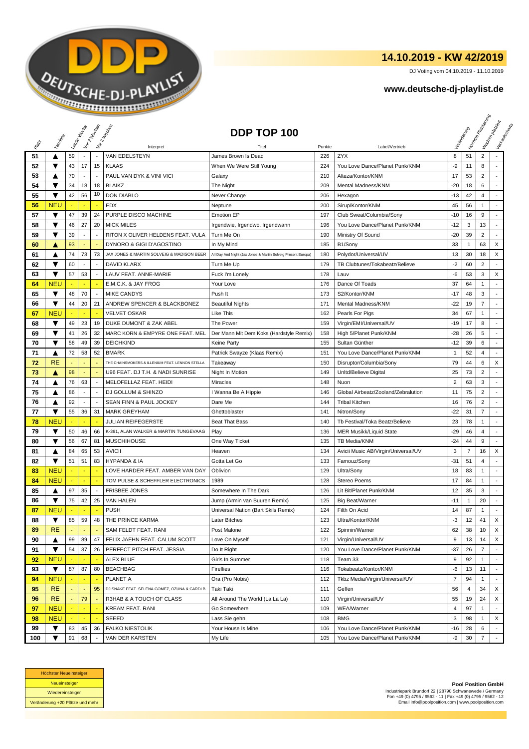## 14.10.2019 - KW 42/2019

DJ Voting vom 04.10.2019 - 11.10.2019

### www.deutsche-dj-playlist.de

# DDP TOP 100

| Platz | Tendenz | Letzte Woche | Vor 2 Wochen | Vor 3 Wochen | Interpret | Titel | Punkte | Label/Vertrieb | Veränderung | Höchste Platzierung | Wochen platziert | Verkaufscharts |
|---|---|---|---|---|---|---|---|---|---|---|---|---|
| 51 | ▲ | 59 | - | - | VAN EDELSTEYN | James Brown Is Dead | 226 | ZYX | 8 | 51 | 2 | - |
| 52 | ▼ | 43 | 17 | 15 | KLAAS | When We Were Still Young | 224 | You Love Dance/Planet Punk/KNM | -9 | 11 | 8 | - |
| 53 | ▲ | 70 | - | - | PAUL VAN DYK & VINI VICI | Galaxy | 210 | Alteza/Kontor/KNM | 17 | 53 | 2 | - |
| 54 | ▼ | 34 | 18 | 18 | BLAIKZ | The Night | 209 | Mental Madness/KNM | -20 | 18 | 6 | - |
| 55 | ▼ | 42 | 56 | 10 | DON DIABLO | Never Change | 206 | Hexagon | -13 | 42 | 4 | - |
| 56 | NEU | - | - | - | EDX | Neptune | 200 | Sirup/Kontor/KNM | 45 | 56 | 1 | - |
| 57 | ▼ | 47 | 39 | 24 | PURPLE DISCO MACHINE | Emotion EP | 197 | Club Sweat/Columbia/Sony | -10 | 16 | 9 | - |
| 58 | ▼ | 46 | 27 | 20 | MICK MILES | Irgendwie, Irgendwo, Irgendwann | 196 | You Love Dance/Planet Punk/KNM | -12 | 3 | 13 | - |
| 59 | ▼ | 39 | - | - | RITON X OLIVER HELDENS FEAT. VULA | Turn Me On | 190 | Ministry Of Sound | -20 | 39 | 2 | - |
| 60 | ▲ | 93 | - | - | DYNORO & GIGI D'AGOSTINO | In My Mind | 185 | B1/Sony | 33 | 1 | 63 | X |
| 61 | ▲ | 74 | 73 | 73 | JAX JONES & MARTIN SOLVEIG & MADISON BEER | All Day And Night (Jax Jones & Martin Solveig Present Europa) | 180 | Polydor/Universal/UV | 13 | 30 | 18 | X |
| 62 | ▼ | 60 | - | - | DAVID KLARX | Turn Me Up | 179 | TB Clubtunes/Tokabeatz/Believe | -2 | 60 | 2 | - |
| 63 | ▼ | 57 | 53 | - | LAUV FEAT. ANNE-MARIE | Fuck I'm Lonely | 178 | Lauv | -6 | 53 | 3 | X |
| 64 | NEU | - | - | - | E.M.C.K. & JAY FROG | Your Love | 176 | Dance Of Toads | 37 | 64 | 1 | - |
| 65 | ▼ | 48 | 70 | - | MIKE CANDYS | Push It | 173 | S2/Kontor/KNM | -17 | 48 | 3 | - |
| 66 | ▼ | 44 | 20 | 21 | ANDREW SPENCER & BLACKBONEZ | Beautiful Nights | 171 | Mental Madness/KNM | -22 | 19 | 7 | - |
| 67 | NEU | - | - | - | VELVET OSKAR | Like This | 162 | Pearls For Pigs | 34 | 67 | 1 | - |
| 68 | ▼ | 49 | 23 | 19 | DUKE DUMONT & ZAK ABEL | The Power | 159 | Virgin/EMI/Universal/UV | -19 | 17 | 8 | - |
| 69 | ▼ | 41 | 26 | 32 | MARC KORN & EMPYRE ONE FEAT. MEL | Der Mann Mit Dem Koks (Hardstyle Remix) | 158 | High 5/Planet Punk/KNM | -28 | 26 | 5 | - |
| 70 | ▼ | 58 | 49 | 39 | DEICHKIND | Keine Party | 155 | Sultan Günther | -12 | 39 | 6 | - |
| 71 | ▲ | 72 | 58 | 52 | BMARK | Patrick Swayze (Klaas Remix) | 151 | You Love Dance/Planet Punk/KNM | 1 | 52 | 4 | - |
| 72 | RE | - | - | - | THE CHAINSMOKERS & ILLENIUM FEAT. LENNON STELLA | Takeaway | 150 | Disruptor/Columbia/Sony | 79 | 44 | 6 | X |
| 73 | ▲ | 98 | - | - | U96 FEAT. DJ T.H. & NADI SUNRISE | Night In Motion | 149 | Unltd/Believe Digital | 25 | 73 | 2 | - |
| 74 | ▲ | 76 | 63 | - | MELOFELLAZ FEAT. HEIDI | Miracles | 148 | Nuon | 2 | 63 | 3 | - |
| 75 | ▲ | 86 | - | - | DJ GOLLUM & SHINZO | I Wanna Be A Hippie | 146 | Global Airbeatz/Zooland/Zebralution | 11 | 75 | 2 | - |
| 76 | ▲ | 92 | - | - | SEAN FINN & PAUL JOCKEY | Dare Me | 144 | Tribal Kitchen | 16 | 76 | 2 | - |
| 77 | ▼ | 55 | 36 | 31 | MARK GREYHAM | Ghettoblaster | 141 | Nitron/Sony | -22 | 31 | 7 | - |
| 78 | NEU | - | - | - | JULIAN REIFEGERSTE | Beat That Bass | 140 | Tb Festival/Toka Beatz/Believe | 23 | 78 | 1 | - |
| 79 | ▼ | 50 | 46 | 66 | K-391, ALAN WALKER & MARTIN TUNGEVAAG | Play | 136 | MER Musikk/Liquid State | -29 | 46 | 4 | - |
| 80 | ▼ | 56 | 67 | 81 | MUSCHIHOUSE | One Way Ticket | 135 | TB Media/KNM | -24 | 44 | 9 | - |
| 81 | ▲ | 84 | 65 | 53 | AVICII | Heaven | 134 | Avicii Music AB/Virgin/Universal/UV | 3 | 7 | 16 | X |
| 82 | ▼ | 51 | 51 | 83 | HYPANDA & IA | Gotta Let Go | 133 | Famouz/Sony | -31 | 51 | 4 | - |
| 83 | NEU | - | - | - | LOVE HARDER FEAT. AMBER VAN DAY | Oblivion | 129 | Ultra/Sony | 18 | 83 | 1 | - |
| 84 | NEU | - | - | - | TOM PULSE & SCHEFFLER ELECTRONICS | 1989 | 128 | Stereo Poems | 17 | 84 | 1 | - |
| 85 | ▲ | 97 | 35 | - | FRISBEE JONES | Somewhere In The Dark | 126 | Lit Bit/Planet Punk/KNM | 12 | 35 | 3 | - |
| 86 | ▼ | 75 | 42 | 25 | VAN HALEN | Jump (Armin van Buuren Remix) | 125 | Big Beat/Warner | -11 | 1 | 20 | - |
| 87 | NEU | - | - | - | PUSH | Universal Nation (Bart Skils Remix) | 124 | Filth On Acid | 14 | 87 | 1 | - |
| 88 | ▼ | 85 | 59 | 48 | THE PRINCE KARMA | Later Bitches | 123 | Ultra/Kontor/KNM | -3 | 12 | 41 | X |
| 89 | RE | - | - | - | SAM FELDT FEAT. RANI | Post Malone | 122 | Spinnin/Warner | 62 | 38 | 10 | X |
| 90 | ▲ | 99 | 89 | 47 | FELIX JAEHN FEAT. CALUM SCOTT | Love On Myself | 121 | Virgin/Universal/UV | 9 | 13 | 14 | X |
| 91 | ▼ | 54 | 37 | 26 | PERFECT PITCH FEAT. JESSIA | Do It Right | 120 | You Love Dance/Planet Punk/KNM | -37 | 26 | 7 | - |
| 92 | NEU | - | - | - | ALEX BLUE | Girls In Summer | 118 | Team 33 | 9 | 92 | 1 | - |
| 93 | ▼ | 87 | 87 | 80 | BEACHBAG | Fireflies | 116 | Tokabeatz/Kontor/KNM | -6 | 13 | 11 | - |
| 94 | NEU | - | - | - | PLANET A | Ora (Pro Nobis) | 112 | Tkbz Media/Virgin/Universal/UV | 7 | 94 | 1 | - |
| 95 | RE | - | - | 95 | DJ SNAKE FEAT. SELENA GOMEZ, OZUNA & CARDI B | Taki Taki | 111 | Geffen | 56 | 4 | 34 | X |
| 96 | RE | - | 79 | - | R3HAB & A TOUCH OF CLASS | All Around The World (La La La) | 110 | Virgin/Universal/UV | 55 | 19 | 24 | X |
| 97 | NEU | - | - | - | KREAM FEAT. RANI | Go Somewhere | 109 | WEA/Warner | 4 | 97 | 1 | - |
| 98 | NEU | - | - | - | SEEED | Lass Sie gehn | 108 | BMG | 3 | 98 | 1 | X |
| 99 | ▼ | 83 | 45 | 36 | FALKO NIESTOLIK | Your House Is Mine | 106 | You Love Dance/Planet Punk/KNM | -16 | 28 | 6 | - |
| 100 | ▼ | 91 | 68 | - | VAN DER KARSTEN | My Life | 105 | You Love Dance/Planet Punk/KNM | -9 | 30 | 7 | - |

Höchster Neueinsteiger
Neueinsteiger
Wiedereinsteiger
Veränderung +20 Plätze und mehr

**Pool Position GmbH**
Industriepark Brundorf 22 | 28790 Schwanewede / Germany
Fon +49 (0) 4795 / 9562 - 11 | Fax +49 (0) 4795 / 9562 - 12
Email info@poolposition.com | www.poolposition.com